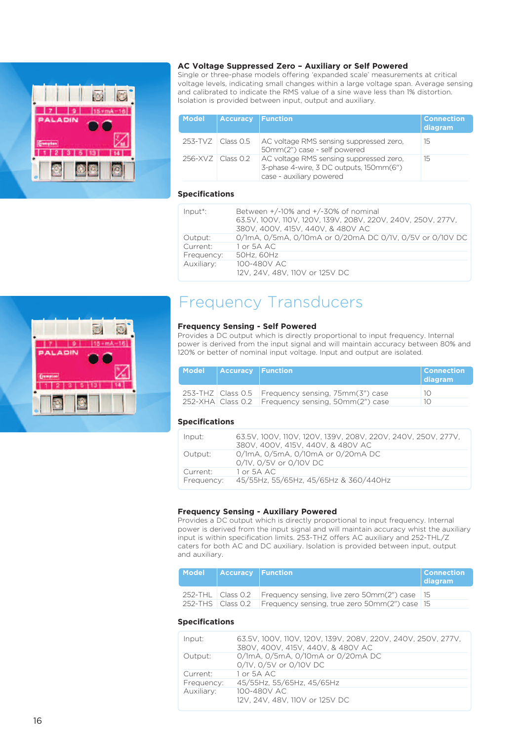### AC Voltage Suppressed Zero – Auxiliary or Self Powered

Single or three-phase models offering 'expanded scale' measurements at critical voltage levels, indicating small changes within a large voltage span. Average sensing and calibrated to indicate the RMS value of a sine wave less than 1% distortion. Isolation is provided between input, output and auxiliary.

| Model | Accuracy | Function | Connection diagram |
|---|---|---|---|
| 253-TVZ | Class 0.5 | AC voltage RMS sensing suppressed zero, 50mm(2") case - self powered | 15 |
| 256-XVZ | Class 0.2 | AC voltage RMS sensing suppressed zero, 3-phase 4-wire, 3 DC outputs, 150mm(6") case - auxiliary powered | 15 |

### Specifications

| | |
|---|---|
| Input*: | Between +/-10% and +/-30% of nominal 63.5V, 100V, 110V, 120V, 139V, 208V, 220V, 240V, 250V, 277V, 380V, 400V, 415V, 440V, & 480V AC |
| Output: | 0/1mA, 0/5mA, 0/10mA or 0/20mA DC 0/1V, 0/5V or 0/10V DC |
| Current: | 1 or 5A AC |
| Frequency: | 50Hz, 60Hz |
| Auxiliary: | 100-480V AC<br>12V, 24V, 48V, 110V or 125V DC |

# Frequency Transducers

### Frequency Sensing - Self Powered

Provides a DC output which is directly proportional to input frequency. Internal power is derived from the input signal and will maintain accuracy between 80% and 120% or better of nominal input voltage. Input and output are isolated.

| Model | Accuracy | Function | Connection diagram |
|---|---|---|---|
| 253-THZ | Class 0.5 | Frequency sensing, 75mm(3") case | 10 |
| 252-XHA | Class 0.2 | Frequency sensing, 50mm(2") case | 10 |

### Specifications

| | |
|---|---|
| Input: | 63.5V, 100V, 110V, 120V, 139V, 208V, 220V, 240V, 250V, 277V, 380V, 400V, 415V, 440V, & 480V AC |
| Output: | 0/1mA, 0/5mA, 0/10mA or 0/20mA DC<br>0/1V, 0/5V or 0/10V DC |
| Current: | 1 or 5A AC |
| Frequency: | 45/55Hz, 55/65Hz, 45/65Hz & 360/440Hz |

### Frequency Sensing - Auxiliary Powered

Provides a DC output which is directly proportional to input frequency. Internal power is derived from the input signal and will maintain accuracy whist the auxiliary input is within specification limits. 253-THZ offers AC auxiliary and 252-THL/Z caters for both AC and DC auxiliary. Isolation is provided between input, output and auxiliary.

| Model | Accuracy | Function | Connection diagram |
|---|---|---|---|
| 252-THL | Class 0.2 | Frequency sensing, live zero 50mm(2") case | 15 |
| 252-THS | Class 0.2 | Frequency sensing, true zero 50mm(2") case | 15 |

### Specifications

| | |
|---|---|
| Input: | 63.5V, 100V, 110V, 120V, 139V, 208V, 220V, 240V, 250V, 277V, 380V, 400V, 415V, 440V, & 480V AC |
| Output: | 0/1mA, 0/5mA, 0/10mA or 0/20mA DC<br>0/1V, 0/5V or 0/10V DC |
| Current: | 1 or 5A AC |
| Frequency: | 45/55Hz, 55/65Hz, 45/65Hz |
| Auxiliary: | 100-480V AC<br>12V, 24V, 48V, 110V or 125V DC |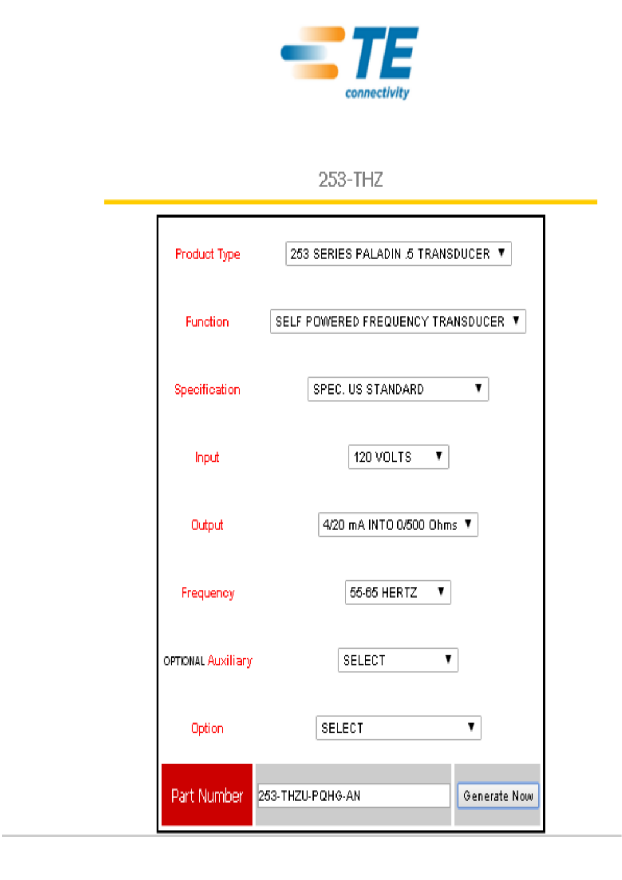TE connectivity

# 253-THZ

| | |
|---|---|
| Product Type | 253 SERIES PALADIN .5 TRANSDUCER |
| Function | SELF POWERED FREQUENCY TRANSDUCER |
| Specification | SPEC. US STANDARD |
| Input | 120 VOLTS |
| Output | 4/20 mA INTO 0/500 Ohms |
| Frequency | 55-65 HERTZ |
| OPTIONAL Auxiliary | SELECT |
| Option | SELECT |
| Part Number | 253-THZU-PQHG-AN |

Generate Now